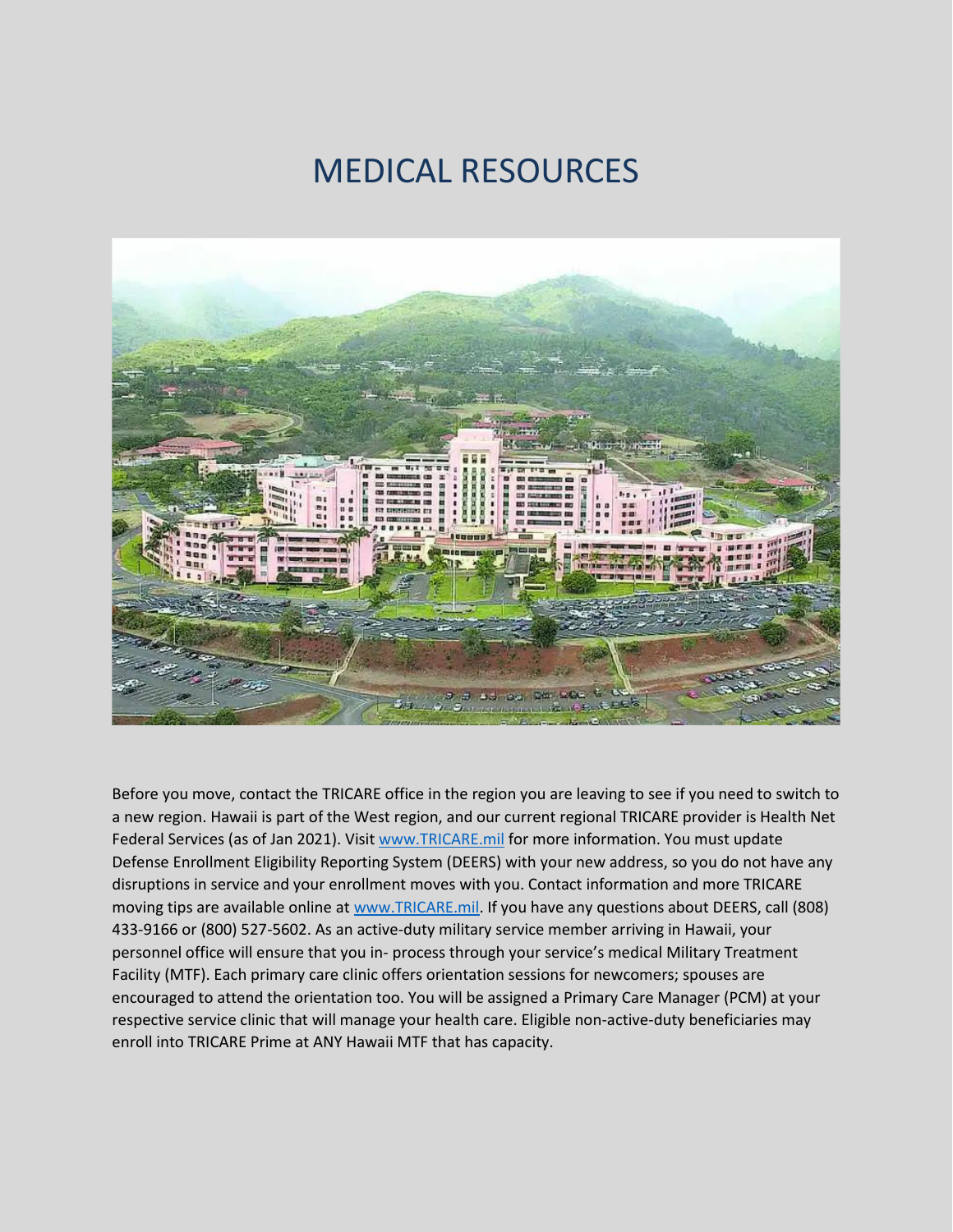# MEDICAL RESOURCES

Before you move, contact the TRICARE office in the region you are leaving to see if you need to switch to a new region. Hawaii is part of the West region, and our current regional TRICARE provider is Health Net Federal Services (as of Jan 2021). Visit [www.TRICARE.mil](http://www.TRICARE.mil) for more information. You must update Defense Enrollment Eligibility Reporting System (DEERS) with your new address, so you do not have any disruptions in service and your enrollment moves with you. Contact information and more TRICARE moving tips are available online at [www.TRICARE.mil](http://www.TRICARE.mil). If you have any questions about DEERS, call (808) 433-9166 or (800) 527-5602. As an active-duty military service member arriving in Hawaii, your personnel office will ensure that you in- process through your service's medical Military Treatment Facility (MTF). Each primary care clinic offers orientation sessions for newcomers; spouses are encouraged to attend the orientation too. You will be assigned a Primary Care Manager (PCM) at your respective service clinic that will manage your health care. Eligible non-active-duty beneficiaries may enroll into TRICARE Prime at ANY Hawaii MTF that has capacity.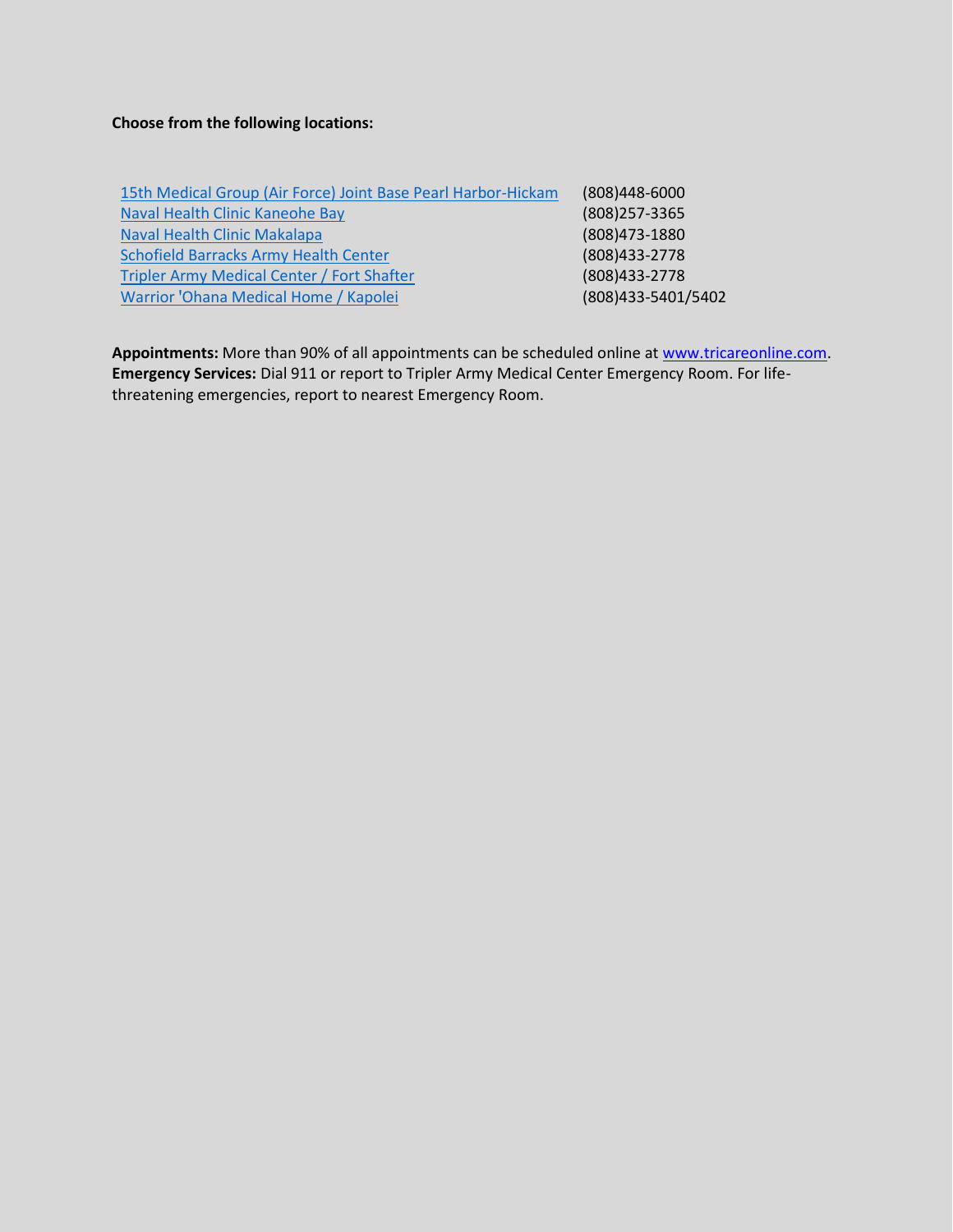**Choose from the following locations:**

| | |
|---|---|
| 15th Medical Group (Air Force) Joint Base Pearl Harbor-Hickam | (808)448-6000 |
| Naval Health Clinic Kaneohe Bay | (808)257-3365 |
| Naval Health Clinic Makalapa | (808)473-1880 |
| Schofield Barracks Army Health Center | (808)433-2778 |
| Tripler Army Medical Center / Fort Shafter | (808)433-2778 |
| Warrior 'Ohana Medical Home / Kapolei | (808)433-5401/5402 |

**Appointments:** More than 90% of all appointments can be scheduled online at www.tricareonline.com.
**Emergency Services:** Dial 911 or report to Tripler Army Medical Center Emergency Room. For life-threatening emergencies, report to nearest Emergency Room.